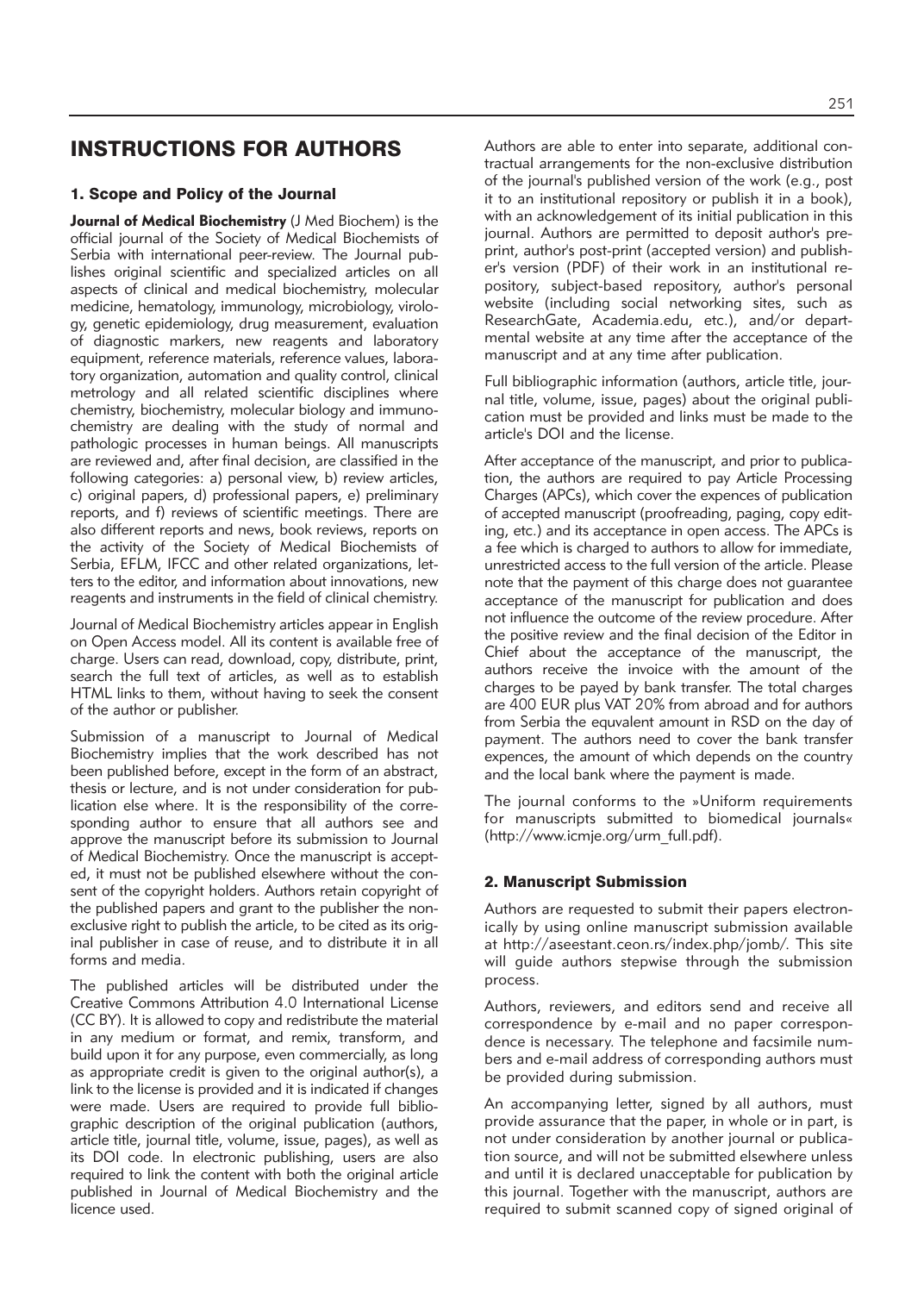# INSTRUCTIONS FOR AUTHORS

## 1. Scope and Policy of the Journal

**Journal of Medical Biochemistry** (J Med Biochem) is the official journal of the Society of Medical Biochemists of Serbia with international peer-review. The Journal publishes original scientific and specialized articles on all aspects of clinical and medical biochemistry, molecular medicine, hematology, immunology, microbiology, virology, genetic epidemiology, drug measurement, evaluation of diagnostic markers, new reagents and laboratory equipment, reference materials, reference values, laboratory organization, automation and quality control, clinical metrology and all related scientific disciplines where chemistry, biochemistry, molecular biology and immunochemistry are dealing with the study of normal and pathologic processes in human beings. All manuscripts are reviewed and, after final decision, are classified in the following categories: a) personal view, b) review articles, c) original papers, d) professional papers, e) preliminary reports, and f) reviews of scientific meetings. There are also different reports and news, book reviews, reports on the activity of the Society of Medical Biochemists of Serbia, EFLM, IFCC and other related organizations, letters to the editor, and information about innovations, new reagents and instruments in the field of clinical chemistry.

Journal of Medical Biochemistry articles appear in English on Open Access model. All its content is available free of charge. Users can read, download, copy, distribute, print, search the full text of articles, as well as to establish HTML links to them, without having to seek the consent of the author or publisher.

Submission of a manuscript to Journal of Medical Biochemistry implies that the work described has not been published before, except in the form of an abstract, thesis or lecture, and is not under consideration for publication else where. It is the responsibility of the corresponding author to ensure that all authors see and approve the manuscript before its submission to Journal of Medical Biochemistry. Once the manuscript is accepted, it must not be published elsewhere without the consent of the copyright holders. Authors retain copyright of the published papers and grant to the publisher the non-exclusive right to publish the article, to be cited as its original publisher in case of reuse, and to distribute it in all forms and media.

The published articles will be distributed under the Creative Commons Attribution 4.0 International License (CC BY). It is allowed to copy and redistribute the material in any medium or format, and remix, transform, and build upon it for any purpose, even commercially, as long as appropriate credit is given to the original author(s), a link to the license is provided and it is indicated if changes were made. Users are required to provide full bibliographic description of the original publication (authors, article title, journal title, volume, issue, pages), as well as its DOI code. In electronic publishing, users are also required to link the content with both the original article published in Journal of Medical Biochemistry and the licence used.

Authors are able to enter into separate, additional contractual arrangements for the non-exclusive distribution of the journal's published version of the work (e.g., post it to an institutional repository or publish it in a book), with an acknowledgement of its initial publication in this journal. Authors are permitted to deposit author's preprint, author's post-print (accepted version) and publisher's version (PDF) of their work in an institutional repository, subject-based repository, author's personal website (including social networking sites, such as ResearchGate, Academia.edu, etc.), and/or departmental website at any time after the acceptance of the manuscript and at any time after publication.

Full bibliographic information (authors, article title, journal title, volume, issue, pages) about the original publication must be provided and links must be made to the article's DOI and the license.

After acceptance of the manuscript, and prior to publication, the authors are required to pay Article Processing Charges (APCs), which cover the expences of publication of accepted manuscript (proofreading, paging, copy editing, etc.) and its acceptance in open access. The APCs is a fee which is charged to authors to allow for immediate, unrestricted access to the full version of the article. Please note that the payment of this charge does not guarantee acceptance of the manuscript for publication and does not influence the outcome of the review procedure. After the positive review and the final decision of the Editor in Chief about the acceptance of the manuscript, the authors receive the invoice with the amount of the charges to be payed by bank transfer. The total charges are 400 EUR plus VAT 20% from abroad and for authors from Serbia the equvalent amount in RSD on the day of payment. The authors need to cover the bank transfer expences, the amount of which depends on the country and the local bank where the payment is made.

The journal conforms to the »Uniform requirements for manuscripts submitted to biomedical journals« (http://www.icmje.org/urm_full.pdf).

## 2. Manuscript Submission

Authors are requested to submit their papers electronically by using online manuscript submission available at http://aseestant.ceon.rs/index.php/jomb/. This site will guide authors stepwise through the submission process.

Authors, reviewers, and editors send and receive all correspondence by e-mail and no paper correspondence is necessary. The telephone and facsimile numbers and e-mail address of corresponding authors must be provided during submission.

An accompanying letter, signed by all authors, must provide assurance that the paper, in whole or in part, is not under consideration by another journal or publication source, and will not be submitted elsewhere unless and until it is declared unacceptable for publication by this journal. Together with the manuscript, authors are required to submit scanned copy of signed original of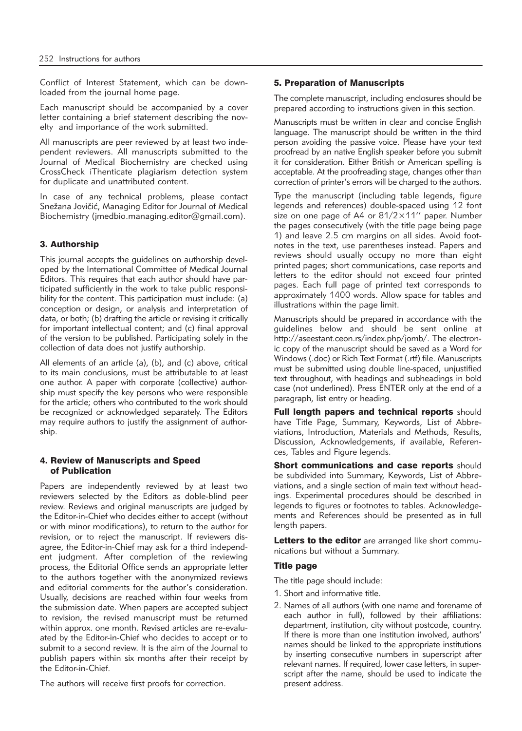Conflict of Interest Statement, which can be downloaded from the journal home page.

Each manuscript should be accompanied by a cover letter containing a brief statement describing the novelty and importance of the work submitted.

All manuscripts are peer reviewed by at least two independent reviewers. All manuscripts submitted to the Journal of Medical Biochemistry are checked using CrossCheck iThenticate plagiarism detection system for duplicate and unattributed content.

In case of any technical problems, please contact Snežana Jovičić, Managing Editor for Journal of Medical Biochemistry (jmedbio.managing.editor@gmail.com).

## 3. Authorship

This journal accepts the guidelines on authorship developed by the International Committee of Medical Journal Editors. This requires that each author should have participated sufficiently in the work to take public responsibility for the content. This participation must include: (a) conception or design, or analysis and interpretation of data, or both; (b) drafting the article or revising it critically for important intellectual content; and (c) final approval of the version to be published. Participating solely in the collection of data does not justify authorship.

All elements of an article (a), (b), and (c) above, critical to its main conclusions, must be attributable to at least one author. A paper with corporate (collective) authorship must specify the key persons who were responsible for the article; others who contributed to the work should be recognized or acknowledged separately. The Editors may require authors to justify the assignment of authorship.

## 4. Review of Manuscripts and Speed of Publication

Papers are independently reviewed by at least two reviewers selected by the Editors as doble-blind peer review. Reviews and original manuscripts are judged by the Editor-in-Chief who decides either to accept (without or with minor modifications), to return to the author for revision, or to reject the manuscript. If reviewers disagree, the Editor-in-Chief may ask for a third independent judgment. After completion of the reviewing process, the Editorial Office sends an appropriate letter to the authors together with the anonymized reviews and editorial comments for the author's consideration. Usually, decisions are reached within four weeks from the submission date. When papers are accepted subject to revision, the revised manuscript must be returned within approx. one month. Revised articles are re-evaluated by the Editor-in-Chief who decides to accept or to submit to a second review. It is the aim of the Journal to publish papers within six months after their receipt by the Editor-in-Chief.

The authors will receive first proofs for correction.

## 5. Preparation of Manuscripts

The complete manuscript, including enclosures should be prepared according to instructions given in this section.

Manuscripts must be written in clear and concise English language. The manuscript should be written in the third person avoiding the passive voice. Please have your text proofread by an native English speaker before you submit it for consideration. Either British or American spelling is acceptable. At the proofreading stage, changes other than correction of printer's errors will be charged to the authors.

Type the manuscript (including table legends, figure legends and references) double-spaced using 12 font size on one page of A4 or 81/2×11'' paper. Number the pages consecutively (with the title page being page 1) and leave 2.5 cm margins on all sides. Avoid footnotes in the text, use parentheses instead. Papers and reviews should usually occupy no more than eight printed pages; short communications, case reports and letters to the editor should not exceed four printed pages. Each full page of printed text corresponds to approximately 1400 words. Allow space for tables and illustrations within the page limit.

Manuscripts should be prepared in accordance with the guidelines below and should be sent online at http://aseestant.ceon.rs/index.php/jomb/. The electronic copy of the manuscript should be saved as a Word for Windows (.doc) or Rich Text Format (.rtf) file. Manuscripts must be submitted using double line-spaced, unjustified text throughout, with headings and subheadings in bold case (not underlined). Press ENTER only at the end of a paragraph, list entry or heading.

**Full length papers and technical reports** should have Title Page, Summary, Keywords, List of Abbreviations, Introduction, Materials and Methods, Results, Discussion, Acknowledgements, if available, References, Tables and Figure legends.

**Short communications and case reports** should be subdivided into Summary, Keywords, List of Abbreviations, and a single section of main text without headings. Experimental procedures should be described in legends to figures or footnotes to tables. Acknowledgements and References should be presented as in full length papers.

**Letters to the editor** are arranged like short communications but without a Summary.

### Title page

The title page should include:

1. Short and informative title.
2. Names of all authors (with one name and forename of each author in full), followed by their affiliations: department, institution, city without postcode, country. If there is more than one institution involved, authors' names should be linked to the appropriate institutions by inserting consecutive numbers in superscript after relevant names. If required, lower case letters, in superscript after the name, should be used to indicate the present address.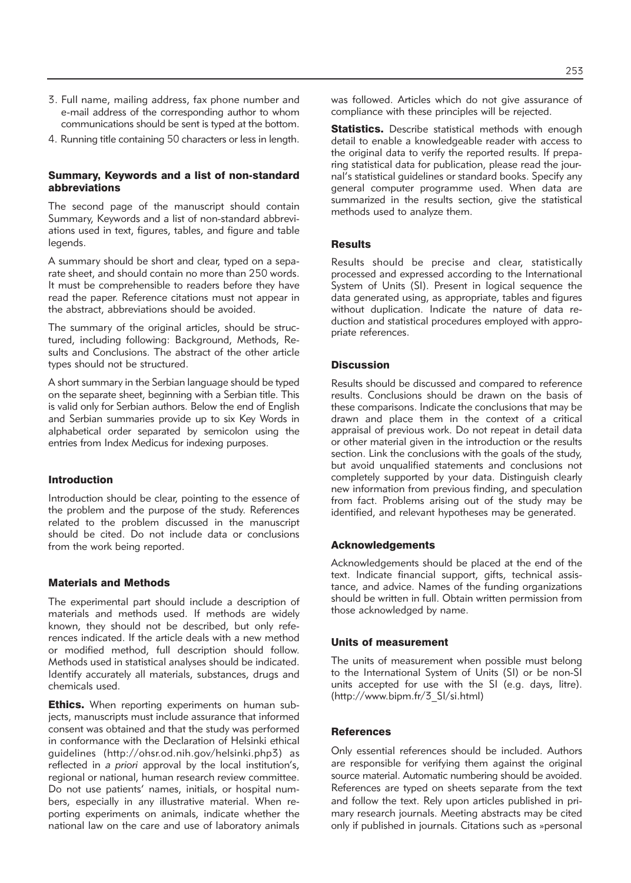3. Full name, mailing address, fax phone number and e-mail address of the corresponding author to whom communications should be sent is typed at the bottom.
4. Running title containing 50 characters or less in length.

### Summary, Keywords and a list of non-standard abbreviations

The second page of the manuscript should contain Summary, Keywords and a list of non-standard abbreviations used in text, figures, tables, and figure and table legends.

A summary should be short and clear, typed on a separate sheet, and should contain no more than 250 words. It must be comprehensible to readers before they have read the paper. Reference citations must not appear in the abstract, abbreviations should be avoided.

The summary of the original articles, should be structured, including following: Background, Methods, Results and Conclusions. The abstract of the other article types should not be structured.

A short summary in the Serbian language should be typed on the separate sheet, beginning with a Serbian title. This is valid only for Serbian authors. Below the end of English and Serbian summaries provide up to six Key Words in alphabetical order separated by semicolon using the entries from Index Medicus for indexing purposes.

### Introduction

Introduction should be clear, pointing to the essence of the problem and the purpose of the study. References related to the problem discussed in the manuscript should be cited. Do not include data or conclusions from the work being reported.

### Materials and Methods

The experimental part should include a description of materials and methods used. If methods are widely known, they should not be described, but only references indicated. If the article deals with a new method or modified method, full description should follow. Methods used in statistical analyses should be indicated. Identify accurately all materials, substances, drugs and chemicals used.

**Ethics.** When reporting experiments on human subjects, manuscripts must include assurance that informed consent was obtained and that the study was performed in conformance with the Declaration of Helsinki ethical guidelines (http://ohsr.od.nih.gov/helsinki.php3) as reflected in *a priori* approval by the local institution's, regional or national, human research review committee. Do not use patients' names, initials, or hospital numbers, especially in any illustrative material. When reporting experiments on animals, indicate whether the national law on the care and use of laboratory animals was followed. Articles which do not give assurance of compliance with these principles will be rejected.

**Statistics.** Describe statistical methods with enough detail to enable a knowledgeable reader with access to the original data to verify the reported results. If preparing statistical data for publication, please read the journal's statistical guidelines or standard books. Specify any general computer programme used. When data are summarized in the results section, give the statistical methods used to analyze them.

### Results

Results should be precise and clear, statistically processed and expressed according to the International System of Units (SI). Present in logical sequence the data generated using, as appropriate, tables and figures without duplication. Indicate the nature of data reduction and statistical procedures employed with appropriate references.

### Discussion

Results should be discussed and compared to reference results. Conclusions should be drawn on the basis of these comparisons. Indicate the conclusions that may be drawn and place them in the context of a critical appraisal of previous work. Do not repeat in detail data or other material given in the introduction or the results section. Link the conclusions with the goals of the study, but avoid unqualified statements and conclusions not completely supported by your data. Distinguish clearly new information from previous finding, and speculation from fact. Problems arising out of the study may be identified, and relevant hypotheses may be generated.

### Acknowledgements

Acknowledgements should be placed at the end of the text. Indicate financial support, gifts, technical assistance, and advice. Names of the funding organizations should be written in full. Obtain written permission from those acknowledged by name.

### Units of measurement

The units of measurement when possible must belong to the International System of Units (SI) or be non-SI units accepted for use with the SI (e.g. days, litre). (http://www.bipm.fr/3_SI/si.html)

### References

Only essential references should be included. Authors are responsible for verifying them against the original source material. Automatic numbering should be avoided. References are typed on sheets separate from the text and follow the text. Rely upon articles published in primary research journals. Meeting abstracts may be cited only if published in journals. Citations such as »personal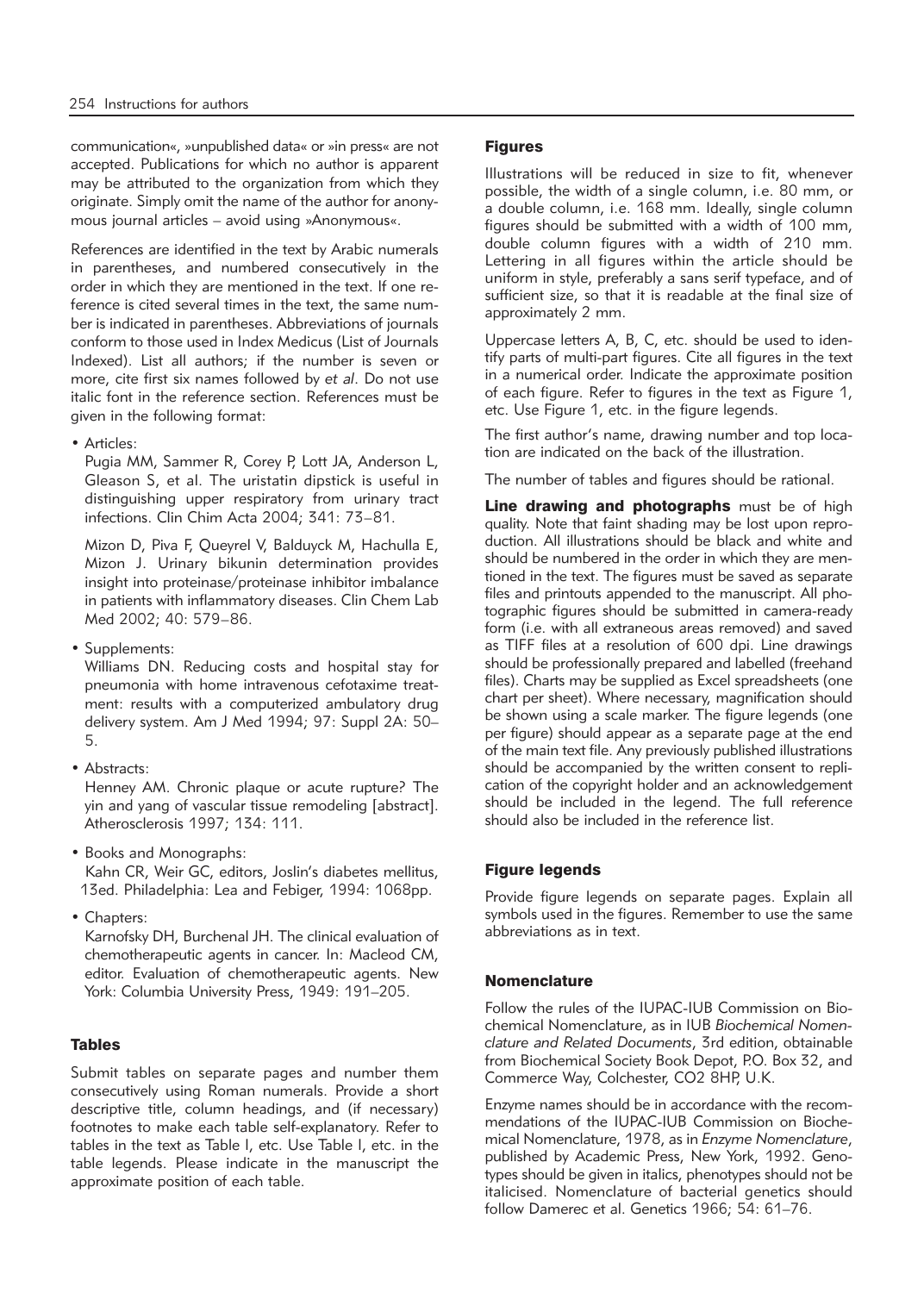communication«, »unpublished data« or »in press« are not accepted. Publications for which no author is apparent may be attributed to the organization from which they originate. Simply omit the name of the author for anonymous journal articles – avoid using »Anonymous«.

References are identified in the text by Arabic numerals in parentheses, and numbered consecutively in the order in which they are mentioned in the text. If one reference is cited several times in the text, the same number is indicated in parentheses. Abbreviations of journals conform to those used in Index Medicus (List of Journals Indexed). List all authors; if the number is seven or more, cite first six names followed by *et al*. Do not use italic font in the reference section. References must be given in the following format:

- Articles:
  Pugia MM, Sammer R, Corey P, Lott JA, Anderson L, Gleason S, et al. The uristatin dipstick is useful in distinguishing upper respiratory from urinary tract infections. Clin Chim Acta 2004; 341: 73–81.

  Mizon D, Piva F, Queyrel V, Balduyck M, Hachulla E, Mizon J. Urinary bikunin determination provides insight into proteinase/proteinase inhibitor imbalance in patients with inflammatory diseases. Clin Chem Lab Med 2002; 40: 579–86.

- Supplements:
  Williams DN. Reducing costs and hospital stay for pneumonia with home intravenous cefotaxime treatment: results with a computerized ambulatory drug delivery system. Am J Med 1994; 97: Suppl 2A: 50–5.

- Abstracts:
  Henney AM. Chronic plaque or acute rupture? The yin and yang of vascular tissue remodeling [abstract]. Atherosclerosis 1997; 134: 111.

- Books and Monographs:
  Kahn CR, Weir GC, editors, Joslin's diabetes mellitus, 13ed. Philadelphia: Lea and Febiger, 1994: 1068pp.

- Chapters:
  Karnofsky DH, Burchenal JH. The clinical evaluation of chemotherapeutic agents in cancer. In: Macleod CM, editor. Evaluation of chemotherapeutic agents. New York: Columbia University Press, 1949: 191–205.

## Tables

Submit tables on separate pages and number them consecutively using Roman numerals. Provide a short descriptive title, column headings, and (if necessary) footnotes to make each table self-explanatory. Refer to tables in the text as Table I, etc. Use Table I, etc. in the table legends. Please indicate in the manuscript the approximate position of each table.

## Figures

Illustrations will be reduced in size to fit, whenever possible, the width of a single column, i.e. 80 mm, or a double column, i.e. 168 mm. Ideally, single column figures should be submitted with a width of 100 mm, double column figures with a width of 210 mm. Lettering in all figures within the article should be uniform in style, preferably a sans serif typeface, and of sufficient size, so that it is readable at the final size of approximately 2 mm.

Uppercase letters A, B, C, etc. should be used to identify parts of multi-part figures. Cite all figures in the text in a numerical order. Indicate the approximate position of each figure. Refer to figures in the text as Figure 1, etc. Use Figure 1, etc. in the figure legends.

The first author's name, drawing number and top location are indicated on the back of the illustration.

The number of tables and figures should be rational.

**Line drawing and photographs** must be of high quality. Note that faint shading may be lost upon reproduction. All illustrations should be black and white and should be numbered in the order in which they are mentioned in the text. The figures must be saved as separate files and printouts appended to the manuscript. All photographic figures should be submitted in camera-ready form (i.e. with all extraneous areas removed) and saved as TIFF files at a resolution of 600 dpi. Line drawings should be professionally prepared and labelled (freehand files). Charts may be supplied as Excel spreadsheets (one chart per sheet). Where necessary, magnification should be shown using a scale marker. The figure legends (one per figure) should appear as a separate page at the end of the main text file. Any previously published illustrations should be accompanied by the written consent to replication of the copyright holder and an acknowledgement should be included in the legend. The full reference should also be included in the reference list.

## Figure legends

Provide figure legends on separate pages. Explain all symbols used in the figures. Remember to use the same abbreviations as in text.

## Nomenclature

Follow the rules of the IUPAC-IUB Commission on Biochemical Nomenclature, as in IUB *Biochemical Nomenclature and Related Documents*, 3rd edition, obtainable from Biochemical Society Book Depot, P.O. Box 32, and Commerce Way, Colchester, CO2 8HP, U.K.

Enzyme names should be in accordance with the recommendations of the IUPAC-IUB Commission on Biochemical Nomenclature, 1978, as in *Enzyme Nomenclature*, published by Academic Press, New York, 1992. Genotypes should be given in italics, phenotypes should not be italicised. Nomenclature of bacterial genetics should follow Damerec et al. Genetics 1966; 54: 61–76.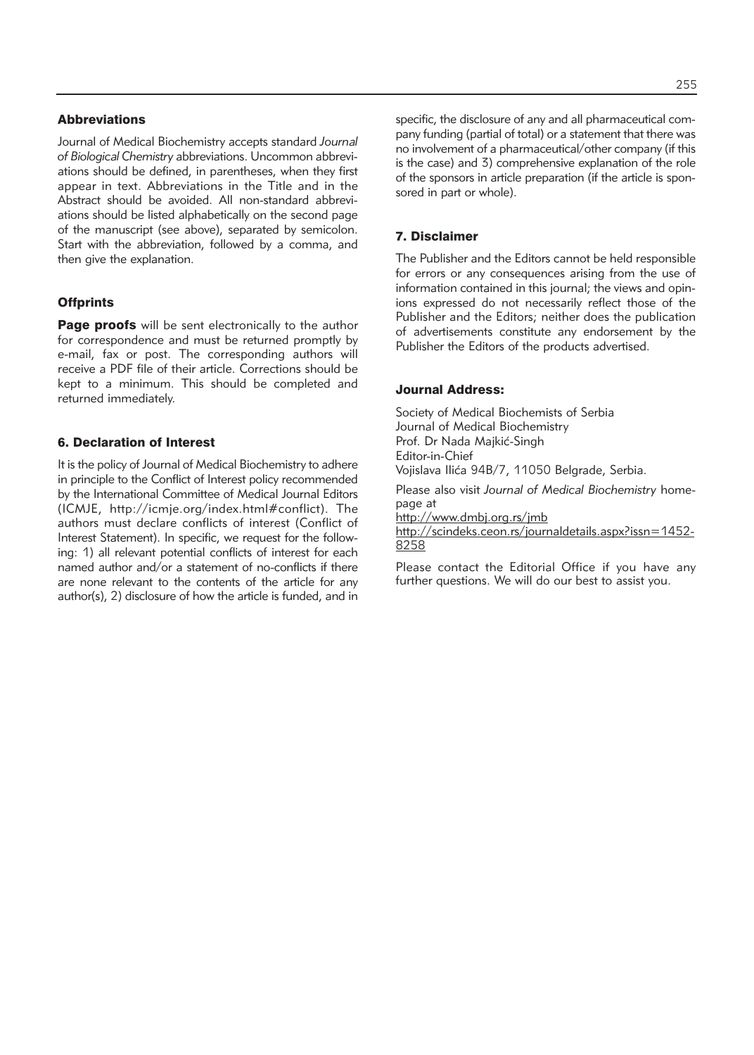### Abbreviations

Journal of Medical Biochemistry accepts standard *Journal of Biological Chemistry* abbreviations. Uncommon abbreviations should be defined, in parentheses, when they first appear in text. Abbreviations in the Title and in the Abstract should be avoided. All non-standard abbreviations should be listed alphabetically on the second page of the manuscript (see above), separated by semicolon. Start with the abbreviation, followed by a comma, and then give the explanation.

### Offprints

**Page proofs** will be sent electronically to the author for correspondence and must be returned promptly by e-mail, fax or post. The corresponding authors will receive a PDF file of their article. Corrections should be kept to a minimum. This should be completed and returned immediately.

### 6. Declaration of Interest

It is the policy of Journal of Medical Biochemistry to adhere in principle to the Conflict of Interest policy recommended by the International Committee of Medical Journal Editors (ICMJE, http://icmje.org/index.html#conflict). The authors must declare conflicts of interest (Conflict of Interest Statement). In specific, we request for the following: 1) all relevant potential conflicts of interest for each named author and/or a statement of no-conflicts if there are none relevant to the contents of the article for any author(s), 2) disclosure of how the article is funded, and in specific, the disclosure of any and all pharmaceutical company funding (partial of total) or a statement that there was no involvement of a pharmaceutical/other company (if this is the case) and 3) comprehensive explanation of the role of the sponsors in article preparation (if the article is sponsored in part or whole).

### 7. Disclaimer

The Publisher and the Editors cannot be held responsible for errors or any consequences arising from the use of information contained in this journal; the views and opinions expressed do not necessarily reflect those of the Publisher and the Editors; neither does the publication of advertisements constitute any endorsement by the Publisher the Editors of the products advertised.

### Journal Address:

Society of Medical Biochemists of Serbia
Journal of Medical Biochemistry
Prof. Dr Nada Majkić-Singh
Editor-in-Chief
Vojislava Ilića 94B/7, 11050 Belgrade, Serbia.

Please also visit *Journal of Medical Biochemistry* homepage at
http://www.dmbj.org.rs/jmb
http://scindeks.ceon.rs/journaldetails.aspx?issn=1452-8258

Please contact the Editorial Office if you have any further questions. We will do our best to assist you.